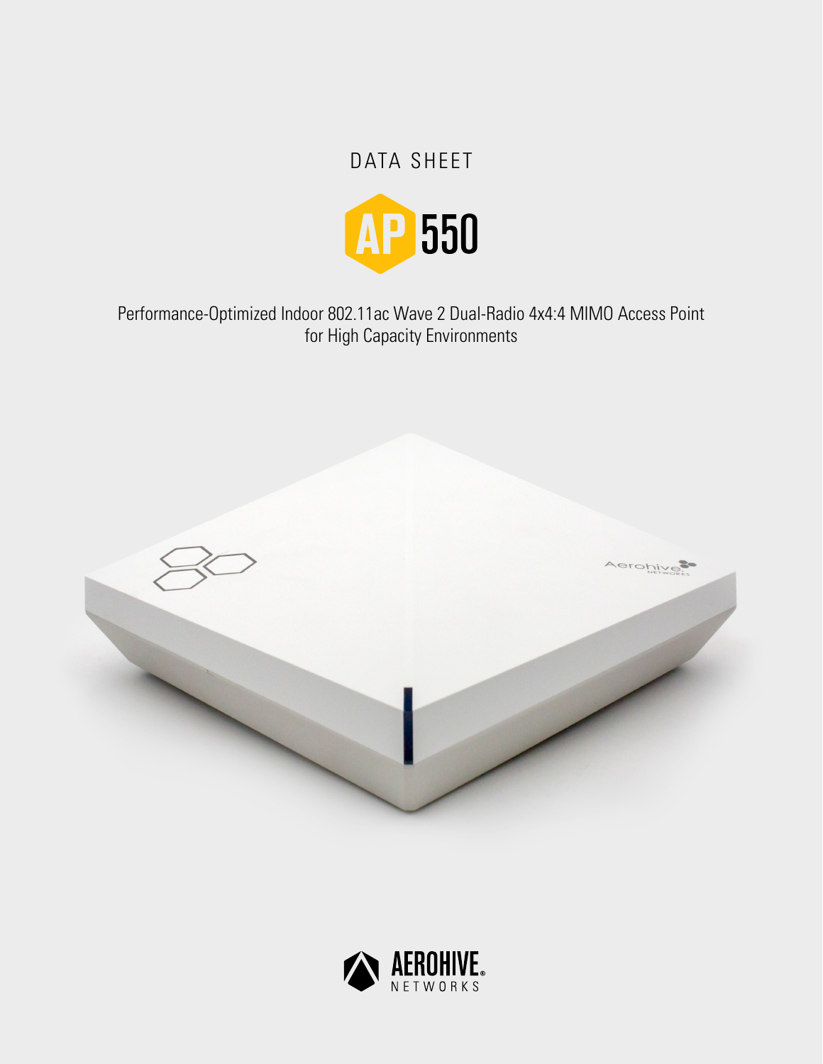DATA SHEET

# AP 550

Performance-Optimized Indoor 802.11ac Wave 2 Dual-Radio 4x4:4 MIMO Access Point for High Capacity Environments

AEROHIVE NETWORKS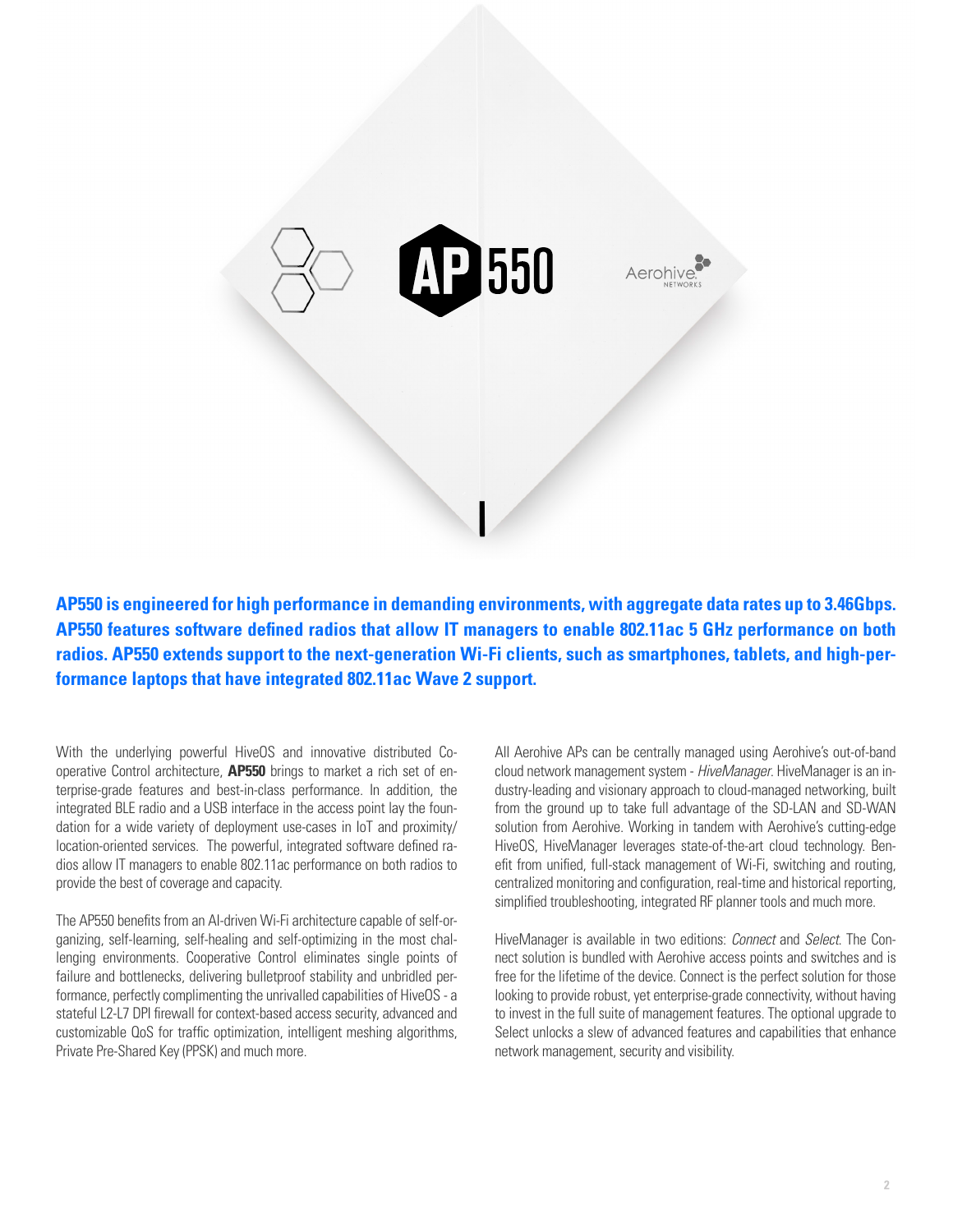**AP550 is engineered for high performance in demanding environments, with aggregate data rates up to 3.46Gbps. AP550 features software defined radios that allow IT managers to enable 802.11ac 5 GHz performance on both radios. AP550 extends support to the next-generation Wi-Fi clients, such as smartphones, tablets, and high-performance laptops that have integrated 802.11ac Wave 2 support.**

With the underlying powerful HiveOS and innovative distributed Cooperative Control architecture, **AP550** brings to market a rich set of enterprise-grade features and best-in-class performance. In addition, the integrated BLE radio and a USB interface in the access point lay the foundation for a wide variety of deployment use-cases in IoT and proximity/location-oriented services. The powerful, integrated software defined radios allow IT managers to enable 802.11ac performance on both radios to provide the best of coverage and capacity.

The AP550 benefits from an AI-driven Wi-Fi architecture capable of self-organizing, self-learning, self-healing and self-optimizing in the most challenging environments. Cooperative Control eliminates single points of failure and bottlenecks, delivering bulletproof stability and unbridled performance, perfectly complimenting the unrivalled capabilities of HiveOS - a stateful L2-L7 DPI firewall for context-based access security, advanced and customizable QoS for traffic optimization, intelligent meshing algorithms, Private Pre-Shared Key (PPSK) and much more.

All Aerohive APs can be centrally managed using Aerohive's out-of-band cloud network management system - *HiveManager*. HiveManager is an industry-leading and visionary approach to cloud-managed networking, built from the ground up to take full advantage of the SD-LAN and SD-WAN solution from Aerohive. Working in tandem with Aerohive's cutting-edge HiveOS, HiveManager leverages state-of-the-art cloud technology. Benefit from unified, full-stack management of Wi-Fi, switching and routing, centralized monitoring and configuration, real-time and historical reporting, simplified troubleshooting, integrated RF planner tools and much more.

HiveManager is available in two editions: *Connect* and *Select*. The Connect solution is bundled with Aerohive access points and switches and is free for the lifetime of the device. Connect is the perfect solution for those looking to provide robust, yet enterprise-grade connectivity, without having to invest in the full suite of management features. The optional upgrade to Select unlocks a slew of advanced features and capabilities that enhance network management, security and visibility.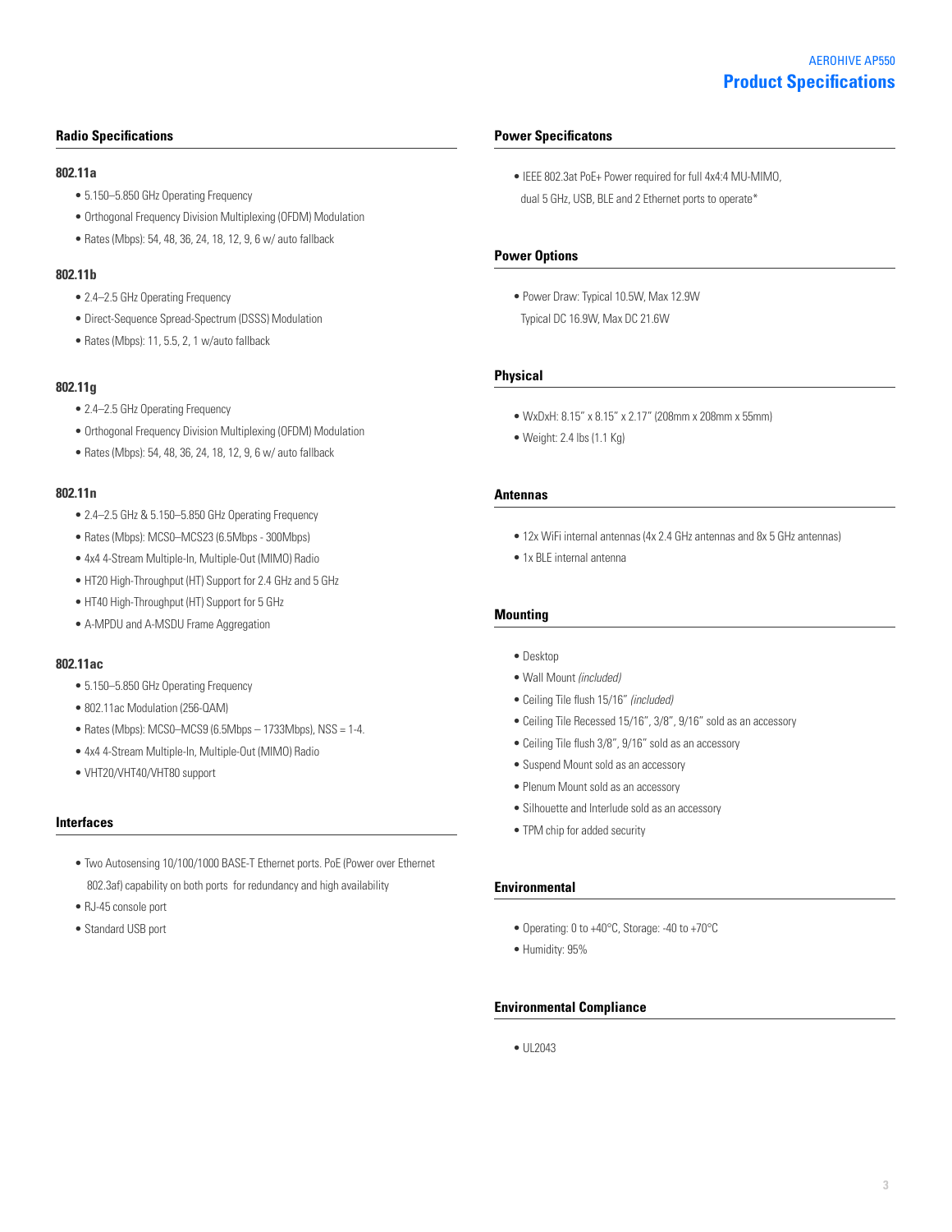# Product Specifications

## Radio Specifications

### 802.11a

- 5.150–5.850 GHz Operating Frequency
- Orthogonal Frequency Division Multiplexing (OFDM) Modulation
- Rates (Mbps): 54, 48, 36, 24, 18, 12, 9, 6 w/ auto fallback

### 802.11b

- 2.4–2.5 GHz Operating Frequency
- Direct-Sequence Spread-Spectrum (DSSS) Modulation
- Rates (Mbps): 11, 5.5, 2, 1 w/auto fallback

### 802.11g

- 2.4–2.5 GHz Operating Frequency
- Orthogonal Frequency Division Multiplexing (OFDM) Modulation
- Rates (Mbps): 54, 48, 36, 24, 18, 12, 9, 6 w/ auto fallback

### 802.11n

- 2.4–2.5 GHz & 5.150–5.850 GHz Operating Frequency
- Rates (Mbps): MCS0–MCS23 (6.5Mbps - 300Mbps)
- 4x4 4-Stream Multiple-In, Multiple-Out (MIMO) Radio
- HT20 High-Throughput (HT) Support for 2.4 GHz and 5 GHz
- HT40 High-Throughput (HT) Support for 5 GHz
- A-MPDU and A-MSDU Frame Aggregation

### 802.11ac

- 5.150–5.850 GHz Operating Frequency
- 802.11ac Modulation (256-QAM)
- Rates (Mbps): MCS0–MCS9 (6.5Mbps – 1733Mbps), NSS = 1-4.
- 4x4 4-Stream Multiple-In, Multiple-Out (MIMO) Radio
- VHT20/VHT40/VHT80 support

## Interfaces

- Two Autosensing 10/100/1000 BASE-T Ethernet ports. PoE (Power over Ethernet 802.3af) capability on both ports for redundancy and high availability
- RJ-45 console port
- Standard USB port

## Power Specificatons

- IEEE 802.3at PoE+ Power required for full 4x4:4 MU-MIMO, dual 5 GHz, USB, BLE and 2 Ethernet ports to operate*

## Power Options

- Power Draw: Typical 10.5W, Max 12.9W
  Typical DC 16.9W, Max DC 21.6W

## Physical

- WxDxH: 8.15" x 8.15" x 2.17" (208mm x 208mm x 55mm)
- Weight: 2.4 lbs (1.1 Kg)

## Antennas

- 12x WiFi internal antennas (4x 2.4 GHz antennas and 8x 5 GHz antennas)
- 1x BLE internal antenna

## Mounting

- Desktop
- Wall Mount *(included)*
- Ceiling Tile flush 15/16" *(included)*
- Ceiling Tile Recessed 15/16", 3/8", 9/16" sold as an accessory
- Ceiling Tile flush 3/8", 9/16" sold as an accessory
- Suspend Mount sold as an accessory
- Plenum Mount sold as an accessory
- Silhouette and Interlude sold as an accessory
- TPM chip for added security

## Environmental

- Operating: 0 to +40°C, Storage: -40 to +70°C
- Humidity: 95%

## Environmental Compliance

- UL2043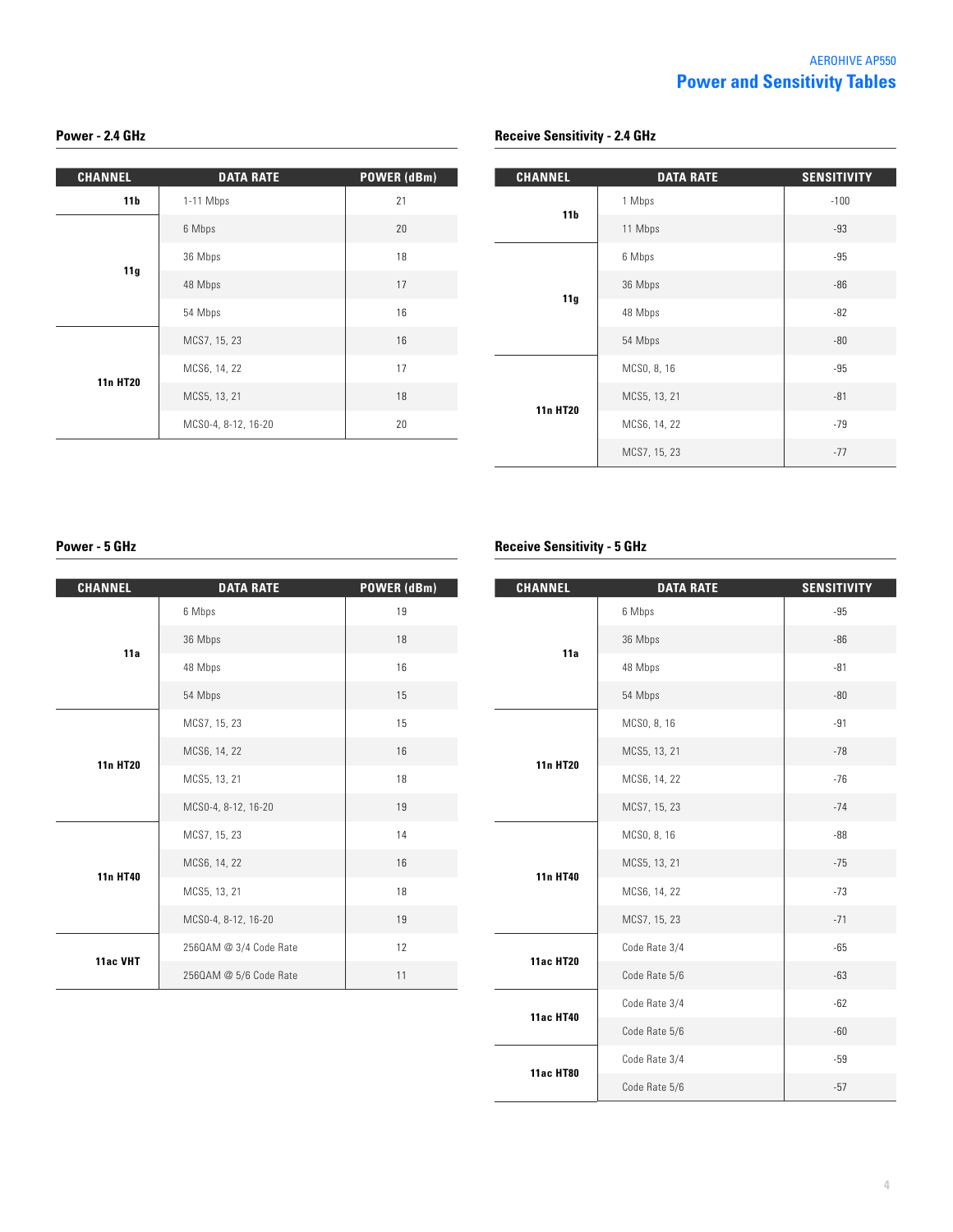# Power and Sensitivity Tables

### Power - 2.4 GHz

| CHANNEL | DATA RATE | POWER (dBm) |
|---|---|---|
| 11b | 1-11 Mbps | 21 |
| 11g | 6 Mbps | 20 |
| | 36 Mbps | 18 |
| | 48 Mbps | 17 |
| | 54 Mbps | 16 |
| 11n HT20 | MCS7, 15, 23 | 16 |
| | MCS6, 14, 22 | 17 |
| | MCS5, 13, 21 | 18 |
| | MCS0-4, 8-12, 16-20 | 20 |

### Receive Sensitivity - 2.4 GHz

| CHANNEL | DATA RATE | SENSITIVITY |
|---|---|---|
| 11b | 1 Mbps | -100 |
| | 11 Mbps | -93 |
| 11g | 6 Mbps | -95 |
| | 36 Mbps | -86 |
| | 48 Mbps | -82 |
| | 54 Mbps | -80 |
| 11n HT20 | MCS0, 8, 16 | -95 |
| | MCS5, 13, 21 | -81 |
| | MCS6, 14, 22 | -79 |
| | MCS7, 15, 23 | -77 |

### Power - 5 GHz

| CHANNEL | DATA RATE | POWER (dBm) |
|---|---|---|
| 11a | 6 Mbps | 19 |
| | 36 Mbps | 18 |
| | 48 Mbps | 16 |
| | 54 Mbps | 15 |
| 11n HT20 | MCS7, 15, 23 | 15 |
| | MCS6, 14, 22 | 16 |
| | MCS5, 13, 21 | 18 |
| | MCS0-4, 8-12, 16-20 | 19 |
| 11n HT40 | MCS7, 15, 23 | 14 |
| | MCS6, 14, 22 | 16 |
| | MCS5, 13, 21 | 18 |
| | MCS0-4, 8-12, 16-20 | 19 |
| 11ac VHT | 256QAM @ 3/4 Code Rate | 12 |
| | 256QAM @ 5/6 Code Rate | 11 |

### Receive Sensitivity - 5 GHz

| CHANNEL | DATA RATE | SENSITIVITY |
|---|---|---|
| 11a | 6 Mbps | -95 |
| | 36 Mbps | -86 |
| | 48 Mbps | -81 |
| | 54 Mbps | -80 |
| 11n HT20 | MCS0, 8, 16 | -91 |
| | MCS5, 13, 21 | -78 |
| | MCS6, 14, 22 | -76 |
| | MCS7, 15, 23 | -74 |
| 11n HT40 | MCS0, 8, 16 | -88 |
| | MCS5, 13, 21 | -75 |
| | MCS6, 14, 22 | -73 |
| | MCS7, 15, 23 | -71 |
| 11ac HT20 | Code Rate 3/4 | -65 |
| | Code Rate 5/6 | -63 |
| 11ac HT40 | Code Rate 3/4 | -62 |
| | Code Rate 5/6 | -60 |
| 11ac HT80 | Code Rate 3/4 | -59 |
| | Code Rate 5/6 | -57 |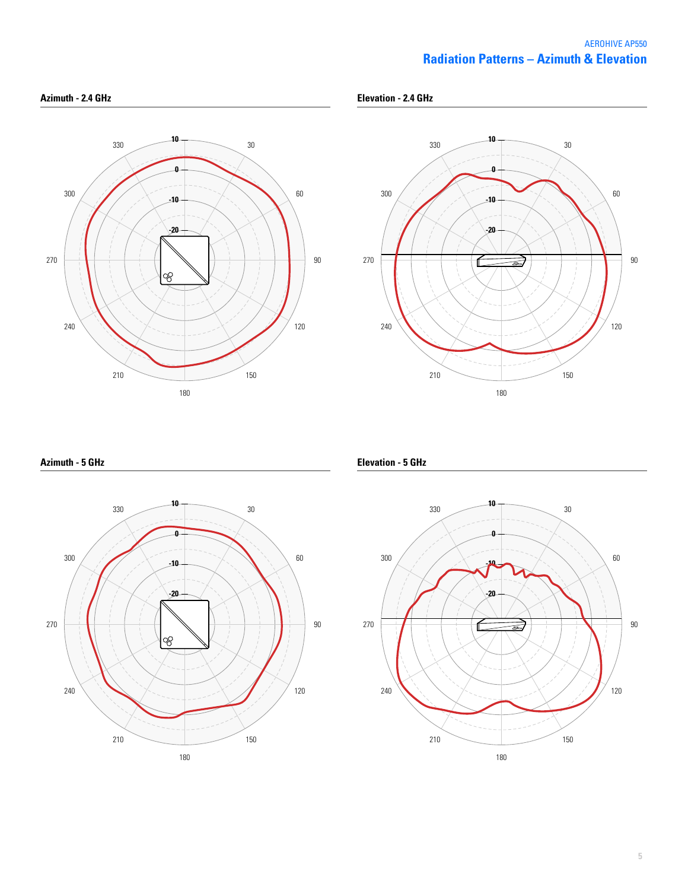# Radiation Patterns – Azimuth & Elevation

## Azimuth - 2.4 GHz

## Elevation - 2.4 GHz

## Azimuth - 5 GHz

## Elevation - 5 GHz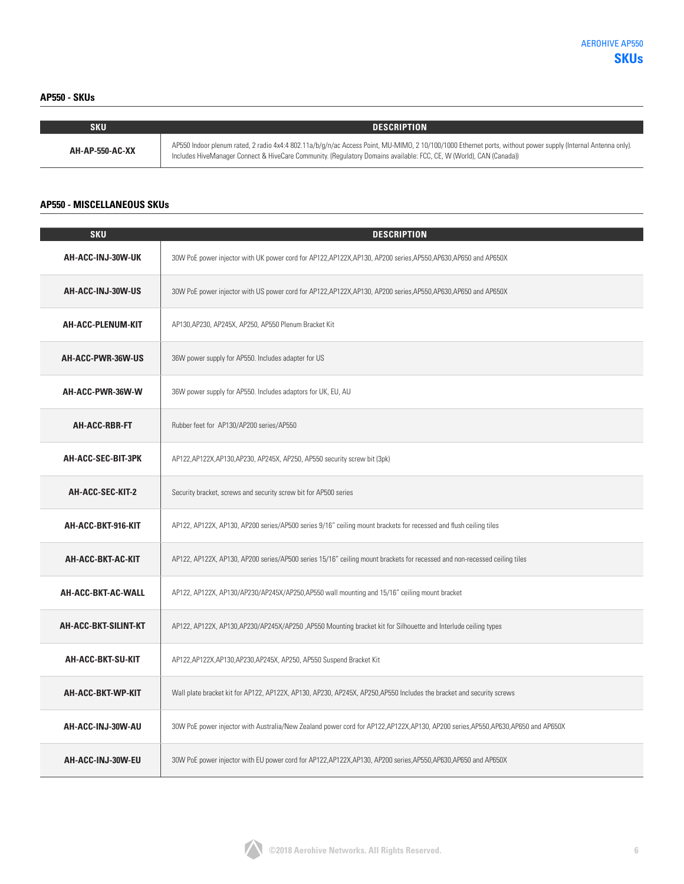## AP550 - SKUs

| SKU | DESCRIPTION |
| --- | --- |
| AH-AP-550-AC-XX | AP550 Indoor plenum rated, 2 radio 4x4:4 802.11a/b/g/n/ac Access Point, MU-MIMO, 2 10/100/1000 Ethernet ports, without power supply (Internal Antenna only). Includes HiveManager Connect & HiveCare Community. (Regulatory Domains available: FCC, CE, W (World), CAN (Canada)) |

## AP550 - MISCELLANEOUS SKUs

| SKU | DESCRIPTION |
| --- | --- |
| AH-ACC-INJ-30W-UK | 30W PoE power injector with UK power cord for AP122,AP122X,AP130, AP200 series,AP550,AP630,AP650 and AP650X |
| AH-ACC-INJ-30W-US | 30W PoE power injector with US power cord for AP122,AP122X,AP130, AP200 series,AP550,AP630,AP650 and AP650X |
| AH-ACC-PLENUM-KIT | AP130,AP230, AP245X, AP250, AP550 Plenum Bracket Kit |
| AH-ACC-PWR-36W-US | 36W power supply for AP550. Includes adapter for US |
| AH-ACC-PWR-36W-W | 36W power supply for AP550. Includes adaptors for UK, EU, AU |
| AH-ACC-RBR-FT | Rubber feet for AP130/AP200 series/AP550 |
| AH-ACC-SEC-BIT-3PK | AP122,AP122X,AP130,AP230, AP245X, AP250, AP550 security screw bit (3pk) |
| AH-ACC-SEC-KIT-2 | Security bracket, screws and security screw bit for AP500 series |
| AH-ACC-BKT-916-KIT | AP122, AP122X, AP130, AP200 series/AP500 series 9/16" ceiling mount brackets for recessed and flush ceiling tiles |
| AH-ACC-BKT-AC-KIT | AP122, AP122X, AP130, AP200 series/AP500 series 15/16" ceiling mount brackets for recessed and non-recessed ceiling tiles |
| AH-ACC-BKT-AC-WALL | AP122, AP122X, AP130/AP230/AP245X/AP250,AP550 wall mounting and 15/16" ceiling mount bracket |
| AH-ACC-BKT-SILINT-KT | AP122, AP122X, AP130,AP230/AP245X/AP250 ,AP550 Mounting bracket kit for Silhouette and Interlude ceiling types |
| AH-ACC-BKT-SU-KIT | AP122,AP122X,AP130,AP230,AP245X, AP250, AP550 Suspend Bracket Kit |
| AH-ACC-BKT-WP-KIT | Wall plate bracket kit for AP122, AP122X, AP130, AP230, AP245X, AP250,AP550 Includes the bracket and security screws |
| AH-ACC-INJ-30W-AU | 30W PoE power injector with Australia/New Zealand power cord for AP122,AP122X,AP130, AP200 series,AP550,AP630,AP650 and AP650X |
| AH-ACC-INJ-30W-EU | 30W PoE power injector with EU power cord for AP122,AP122X,AP130, AP200 series,AP550,AP630,AP650 and AP650X |